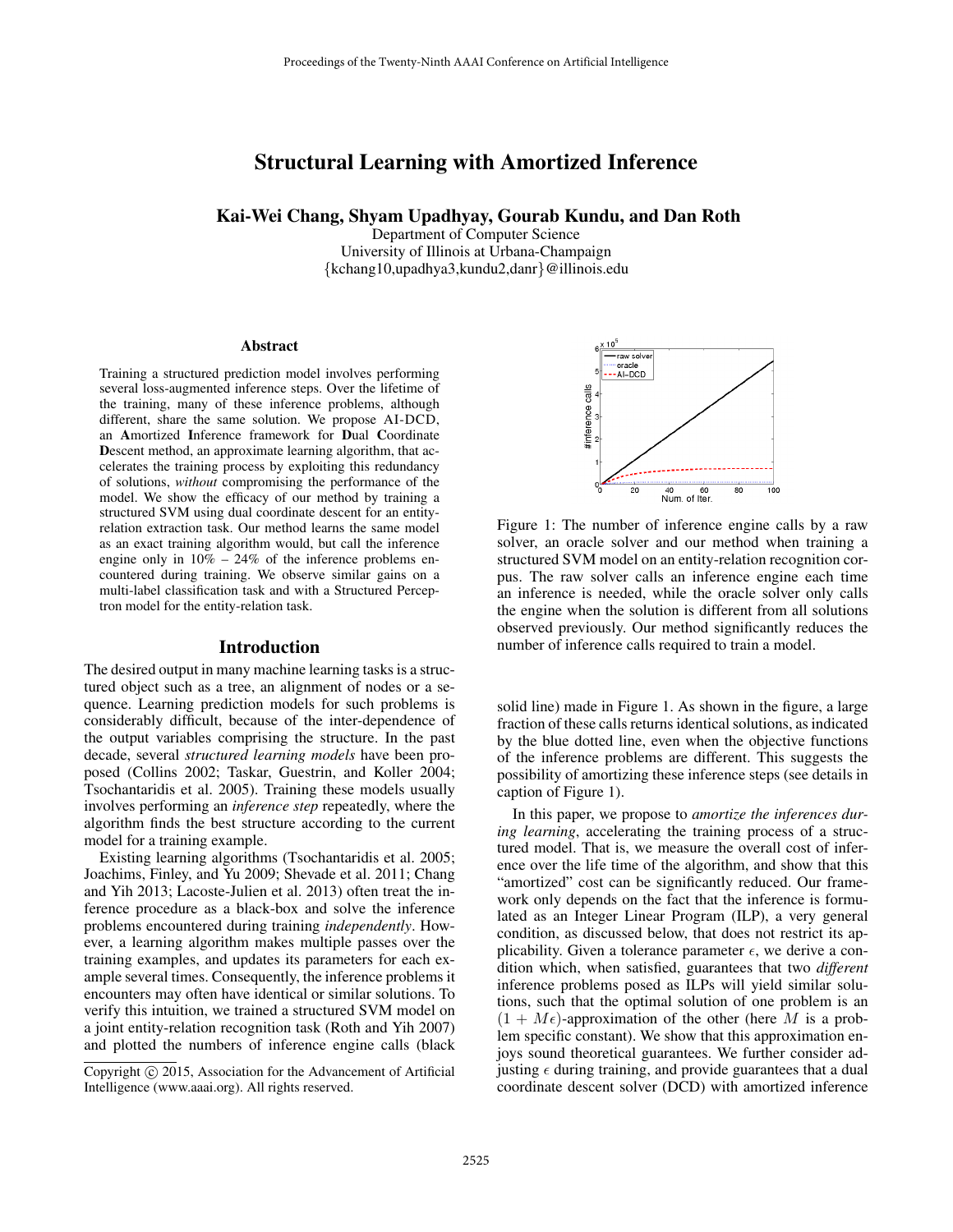# Structural Learning with Amortized Inference

**Kai-Wei Chang, Shyam Upadhyay, Gourab Kundu, and Dan Roth**

Department of Computer Science
University of Illinois at Urbana-Champaign
{kchang10,upadhya3,kundu2,danr}@illinois.edu

## Abstract

Training a structured prediction model involves performing several loss-augmented inference steps. Over the lifetime of the training, many of these inference problems, although different, share the same solution. We propose AI-DCD, an **A**mortized **I**nference framework for **D**ual **C**oordinate **D**escent method, an approximate learning algorithm, that accelerates the training process by exploiting this redundancy of solutions, *without* compromising the performance of the model. We show the efficacy of our method by training a structured SVM using dual coordinate descent for an entity-relation extraction task. Our method learns the same model as an exact training algorithm would, but call the inference engine only in 10% – 24% of the inference problems encountered during training. We observe similar gains on a multi-label classification task and with a Structured Perceptron model for the entity-relation task.

## Introduction

The desired output in many machine learning tasks is a structured object such as a tree, an alignment of nodes or a sequence. Learning prediction models for such problems is considerably difficult, because of the inter-dependence of the output variables comprising the structure. In the past decade, several *structured learning models* have been proposed (Collins 2002; Taskar, Guestrin, and Koller 2004; Tsochantaridis et al. 2005). Training these models usually involves performing an *inference step* repeatedly, where the algorithm finds the best structure according to the current model for a training example.

Existing learning algorithms (Tsochantaridis et al. 2005; Joachims, Finley, and Yu 2009; Shevade et al. 2011; Chang and Yih 2013; Lacoste-Julien et al. 2013) often treat the inference procedure as a black-box and solve the inference problems encountered during training *independently*. However, a learning algorithm makes multiple passes over the training examples, and updates its parameters for each example several times. Consequently, the inference problems it encounters may often have identical or similar solutions. To verify this intuition, we trained a structured SVM model on a joint entity-relation recognition task (Roth and Yih 2007) and plotted the numbers of inference engine calls (black solid line) made in Figure 1. As shown in the figure, a large fraction of these calls returns identical solutions, as indicated by the blue dotted line, even when the objective functions of the inference problems are different. This suggests the possibility of amortizing these inference steps (see details in caption of Figure 1).

Figure 1: The number of inference engine calls by a raw solver, an oracle solver and our method when training a structured SVM model on an entity-relation recognition corpus. The raw solver calls an inference engine each time an inference is needed, while the oracle solver only calls the engine when the solution is different from all solutions observed previously. Our method significantly reduces the number of inference calls required to train a model.

In this paper, we propose to *amortize the inferences during learning*, accelerating the training process of a structured model. That is, we measure the overall cost of inference over the life time of the algorithm, and show that this "amortized" cost can be significantly reduced. Our framework only depends on the fact that the inference is formulated as an Integer Linear Program (ILP), a very general condition, as discussed below, that does not restrict its applicability. Given a tolerance parameter $\epsilon$, we derive a condition which, when satisfied, guarantees that two *different* inference problems posed as ILPs will yield similar solutions, such that the optimal solution of one problem is an $(1 + M\epsilon)$-approximation of the other (here $M$ is a problem specific constant). We show that this approximation enjoys sound theoretical guarantees. We further consider adjusting $\epsilon$ during training, and provide guarantees that a dual coordinate descent solver (DCD) with amortized inference

Copyright © 2015, Association for the Advancement of Artificial Intelligence (www.aaai.org). All rights reserved.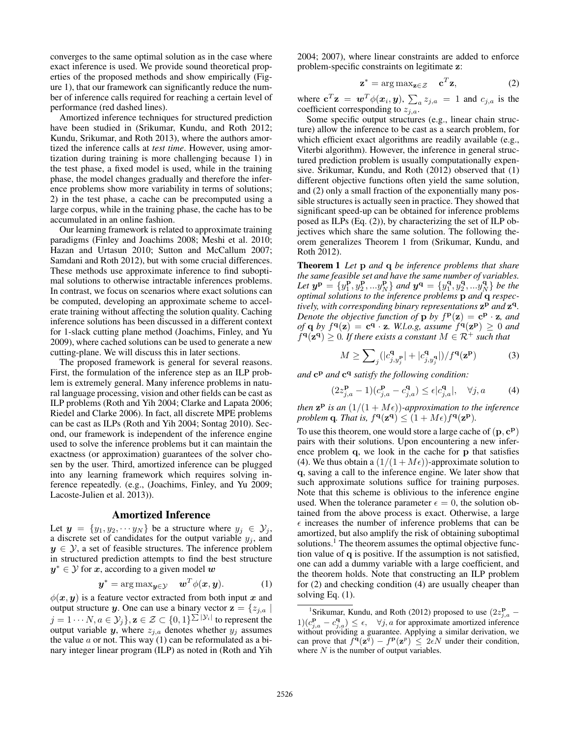converges to the same optimal solution as in the case where exact inference is used. We provide sound theoretical properties of the proposed methods and show empirically (Figure 1), that our framework can significantly reduce the number of inference calls required for reaching a certain level of performance (red dashed lines).

Amortized inference techniques for structured prediction have been studied in (Srikumar, Kundu, and Roth 2012; Kundu, Srikumar, and Roth 2013), where the authors amortized the inference calls at *test time*. However, using amortization during training is more challenging because 1) in the test phase, a fixed model is used, while in the training phase, the model changes gradually and therefore the inference problems show more variability in terms of solutions; 2) in the test phase, a cache can be precomputed using a large corpus, while in the training phase, the cache has to be accumulated in an online fashion.

Our learning framework is related to approximate training paradigms (Finley and Joachims 2008; Meshi et al. 2010; Hazan and Urtasun 2010; Sutton and McCallum 2007; Samdani and Roth 2012), but with some crucial differences. These methods use approximate inference to find suboptimal solutions to otherwise intractable inferences problems. In contrast, we focus on scenarios where exact solutions can be computed, developing an approximate scheme to accelerate training without affecting the solution quality. Caching inference solutions has been discussed in a different context for 1-slack cutting plane method (Joachims, Finley, and Yu 2009), where cached solutions can be used to generate a new cutting-plane. We will discuss this in later sections.

The proposed framework is general for several reasons. First, the formulation of the inference step as an ILP problem is extremely general. Many inference problems in natural language processing, vision and other fields can be cast as ILP problems (Roth and Yih 2004; Clarke and Lapata 2006; Riedel and Clarke 2006). In fact, all discrete MPE problems can be cast as ILPs (Roth and Yih 2004; Sontag 2010). Second, our framework is independent of the inference engine used to solve the inference problems but it can maintain the exactness (or approximation) guarantees of the solver chosen by the user. Third, amortized inference can be plugged into any learning framework which requires solving inference repeatedly. (e.g., (Joachims, Finley, and Yu 2009; Lacoste-Julien et al. 2013)).

## Amortized Inference

Let $\boldsymbol{y} = \{y_1, y_2, \cdots y_N\}$ be a structure where $y_j \in \mathcal{Y}_j$, a discrete set of candidates for the output variable $y_j$, and $\boldsymbol{y} \in \mathcal{Y}$, a set of feasible structures. The inference problem in structured prediction attempts to find the best structure $\boldsymbol{y}^* \in \mathcal{Y}$ for $\boldsymbol{x}$, according to a given model $\boldsymbol{w}$

$$\boldsymbol{y}^* = \arg\max_{\boldsymbol{y} \in \mathcal{Y}} \quad \boldsymbol{w}^T \phi(\boldsymbol{x}, \boldsymbol{y}). \tag{1}$$

$\phi(\boldsymbol{x}, \boldsymbol{y})$ is a feature vector extracted from both input $\boldsymbol{x}$ and output structure $\boldsymbol{y}$. One can use a binary vector $\mathbf{z} = \{z_{j,a} \mid j = 1 \cdots N, a \in \mathcal{Y}_j\}, \mathbf{z} \in \mathcal{Z} \subset \{0,1\}^{\sum |\mathcal{Y}_i|}$ to represent the output variable $\boldsymbol{y}$, where $z_{j,a}$ denotes whether $y_j$ assumes the value $a$ or not. This way (1) can be reformulated as a binary integer linear program (ILP) as noted in (Roth and Yih 2004; 2007), where linear constraints are added to enforce problem-specific constraints on legitimate $\mathbf{z}$:

$$\mathbf{z}^* = \arg\max_{\mathbf{z} \in \mathcal{Z}} \quad \mathbf{c}^T \mathbf{z}, \tag{2}$$

where $\mathbf{c}^T\mathbf{z} = \boldsymbol{w}^T \phi(\boldsymbol{x}_i, \boldsymbol{y})$, $\sum_a z_{j,a} = 1$ and $c_{j,a}$ is the coefficient corresponding to $z_{j,a}$.

Some specific output structures (e.g., linear chain structure) allow the inference to be cast as a search problem, for which efficient exact algorithms are readily available (e.g., Viterbi algorithm). However, the inference in general structured prediction problem is usually computationally expensive. Srikumar, Kundu, and Roth (2012) observed that (1) different objective functions often yield the same solution, and (2) only a small fraction of the exponentially many possible structures is actually seen in practice. They showed that significant speed-up can be obtained for inference problems posed as ILPs (Eq. (2)), by characterizing the set of ILP objectives which share the same solution. The following theorem generalizes Theorem 1 from (Srikumar, Kundu, and Roth 2012).

**Theorem 1** *Let* $\mathbf{p}$ *and* $\mathbf{q}$ *be inference problems that share the same feasible set and have the same number of variables. Let* $\boldsymbol{y}^{\mathbf{p}} = \{y_1^{\mathbf{p}}, y_2^{\mathbf{p}}, \ldots y_N^{\mathbf{p}}\}$ *and* $\boldsymbol{y}^{\mathbf{q}} = \{y_1^{\mathbf{q}}, y_2^{\mathbf{q}}, \ldots y_N^{\mathbf{q}}\}$ *be the optimal solutions to the inference problems* $\mathbf{p}$ *and* $\mathbf{q}$ *respectively, with corresponding binary representations* $\mathbf{z}^{\mathbf{p}}$ *and* $\mathbf{z}^{\mathbf{q}}$*. Denote the objective function of* $\mathbf{p}$ *by* $f^{\mathbf{p}}(\mathbf{z}) = \mathbf{c}^{\mathbf{p}} \cdot \mathbf{z}$*, and of* $\mathbf{q}$ *by* $f^{\mathbf{q}}(\mathbf{z}) = \mathbf{c}^{\mathbf{q}} \cdot \mathbf{z}$*. W.l.o.g, assume* $f^{\mathbf{q}}(\mathbf{z}^{\mathbf{p}}) \geq 0$ *and* $f^{\mathbf{q}}(\mathbf{z}^{\mathbf{q}}) \geq 0$*. If there exists a constant* $M \in \mathcal{R}^+$ *such that*

$$M \geq \sum\nolimits_j (|c^{\mathbf{q}}_{j,y_j^{\mathbf{p}}}| + |c^{\mathbf{q}}_{j,y_j^{\mathbf{q}}}|) / f^{\mathbf{q}}(\mathbf{z}^{\mathbf{p}}) \tag{3}$$

*and* $\mathbf{c}^{\mathbf{p}}$ *and* $\mathbf{c}^{\mathbf{q}}$ *satisfy the following condition:*

$$(2z^{\mathbf{p}}_{j,a} - 1)(c^{\mathbf{p}}_{j,a} - c^{\mathbf{q}}_{j,a}) \leq \epsilon |c^{\mathbf{q}}_{j,a}|, \quad \forall j, a \tag{4}$$

*then* $\mathbf{z}^{\mathbf{p}}$ *is an* $(1/(1+M\epsilon))$*-approximation to the inference problem* $\mathbf{q}$*. That is,* $f^{\mathbf{q}}(\mathbf{z}^{\mathbf{q}}) \leq (1+M\epsilon) f^{\mathbf{q}}(\mathbf{z}^{\mathbf{p}})$*.*

To use this theorem, one would store a large cache of $(\mathbf{p}, \mathbf{c}^{\mathbf{p}})$ pairs with their solutions. Upon encountering a new inference problem $\mathbf{q}$, we look in the cache for $\mathbf{p}$ that satisfies (4). We thus obtain a $(1/(1+M\epsilon))$-approximate solution to $\mathbf{q}$, saving a call to the inference engine. We later show that such approximate solutions suffice for training purposes. Note that this scheme is oblivious to the inference engine used. When the tolerance parameter $\epsilon = 0$, the solution obtained from the above process is exact. Otherwise, a large $\epsilon$ increases the number of inference problems that can be amortized, but also amplify the risk of obtaining suboptimal solutions.[1] The theorem assumes the optimal objective function value of $\mathbf{q}$ is positive. If the assumption is not satisfied, one can add a dummy variable with a large coefficient, and the theorem holds. Note that constructing an ILP problem for (2) and checking condition (4) are usually cheaper than solving Eq. (1).

[1] Srikumar, Kundu, and Roth (2012) proposed to use $(2z^{\mathbf{p}}_{j,a} - 1)(c^{\mathbf{p}}_{j,a} - c^{\mathbf{q}}_{j,a}) \leq \epsilon, \quad \forall j, a$ for approximate amortized inference without providing a guarantee. Applying a similar derivation, we can prove that $f^{\mathbf{q}}(\mathbf{z}^q) - f^{\mathbf{p}}(\mathbf{z}^p) \leq 2\epsilon N$ under their condition, where $N$ is the number of output variables.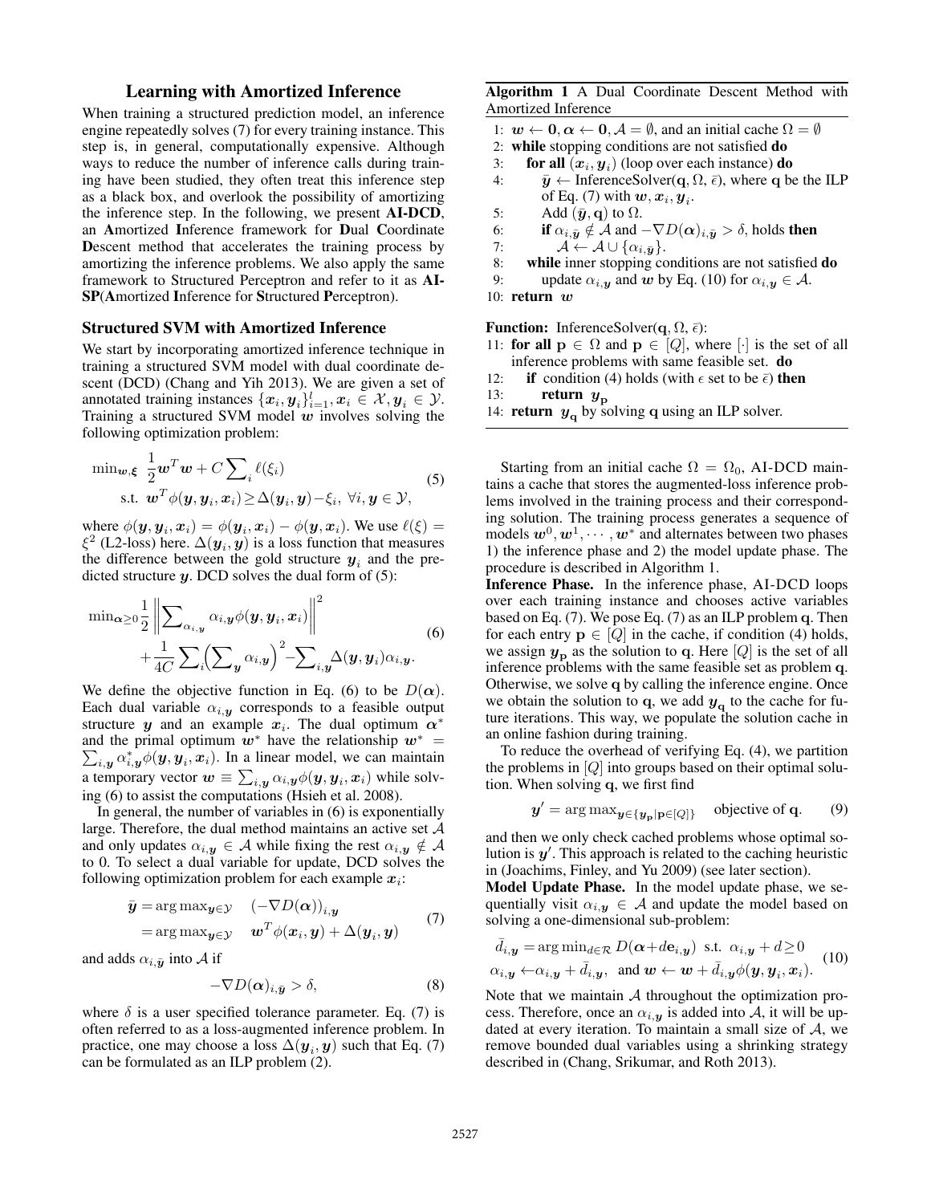## Learning with Amortized Inference

When training a structured prediction model, an inference engine repeatedly solves (7) for every training instance. This step is, in general, computationally expensive. Although ways to reduce the number of inference calls during training have been studied, they often treat this inference step as a black box, and overlook the possibility of amortizing the inference step. In the following, we present **AI-DCD**, an **A**mortized **I**nference framework for **D**ual **C**oordinate **D**escent method that accelerates the training process by amortizing the inference problems. We also apply the same framework to Structured Perceptron and refer to it as **AI-SP**(**A**mortized **I**nference for **S**tructured **P**erceptron).

### Structured SVM with Amortized Inference

We start by incorporating amortized inference technique in training a structured SVM model with dual coordinate descent (DCD) (Chang and Yih 2013). We are given a set of annotated training instances $\{\boldsymbol{x}_i, \boldsymbol{y}_i\}_{i=1}^{l}, \boldsymbol{x}_i \in \mathcal{X}, \boldsymbol{y}_i \in \mathcal{Y}$. Training a structured SVM model $\boldsymbol{w}$ involves solving the following optimization problem:

$$
\begin{aligned}
\min_{\boldsymbol{w},\boldsymbol{\xi}} \ & \frac{1}{2}\boldsymbol{w}^T\boldsymbol{w} + C\sum_i \ell(\xi_i) \\
\text{s.t.} \ & \boldsymbol{w}^T\phi(\boldsymbol{y}, \boldsymbol{y}_i, \boldsymbol{x}_i) \geq \Delta(\boldsymbol{y}_i, \boldsymbol{y}) - \xi_i, \ \forall i, \boldsymbol{y} \in \mathcal{Y},
\end{aligned} \tag{5}
$$

where $\phi(\boldsymbol{y}, \boldsymbol{y}_i, \boldsymbol{x}_i) = \phi(\boldsymbol{y}_i, \boldsymbol{x}_i) - \phi(\boldsymbol{y}, \boldsymbol{x}_i)$. We use $\ell(\xi) = \xi^2$ (L2-loss) here. $\Delta(\boldsymbol{y}_i, \boldsymbol{y})$ is a loss function that measures the difference between the gold structure $\boldsymbol{y}_i$ and the predicted structure $\boldsymbol{y}$. DCD solves the dual form of (5):

$$
\begin{aligned}
\min_{\boldsymbol{\alpha} \geq 0} & \frac{1}{2}\left\|\sum_{\alpha_{i,\boldsymbol{y}}} \alpha_{i,\boldsymbol{y}}\phi(\boldsymbol{y}, \boldsymbol{y}_i, \boldsymbol{x}_i)\right\|^2 \\
& + \frac{1}{4C}\sum_i\Big(\sum_{\boldsymbol{y}} \alpha_{i,\boldsymbol{y}}\Big)^2 - \sum_{i,\boldsymbol{y}}\Delta(\boldsymbol{y}, \boldsymbol{y}_i)\alpha_{i,\boldsymbol{y}}.
\end{aligned} \tag{6}
$$

We define the objective function in Eq. (6) to be $D(\boldsymbol{\alpha})$. Each dual variable $\alpha_{i,\boldsymbol{y}}$ corresponds to a feasible output structure $\boldsymbol{y}$ and an example $\boldsymbol{x}_i$. The dual optimum $\boldsymbol{\alpha}^*$ and the primal optimum $\boldsymbol{w}^*$ have the relationship $\boldsymbol{w}^* = \sum_{i,\boldsymbol{y}} \alpha^*_{i,\boldsymbol{y}}\phi(\boldsymbol{y}, \boldsymbol{y}_i, \boldsymbol{x}_i)$. In a linear model, we can maintain a temporary vector $\boldsymbol{w} \equiv \sum_{i,\boldsymbol{y}} \alpha_{i,\boldsymbol{y}}\phi(\boldsymbol{y}, \boldsymbol{y}_i, \boldsymbol{x}_i)$ while solving (6) to assist the computations (Hsieh et al. 2008).

In general, the number of variables in (6) is exponentially large. Therefore, the dual method maintains an active set $\mathcal{A}$ and only updates $\alpha_{i,\boldsymbol{y}} \in \mathcal{A}$ while fixing the rest $\alpha_{i,\boldsymbol{y}} \notin \mathcal{A}$ to 0. To select a dual variable for update, DCD solves the following optimization problem for each example $\boldsymbol{x}_i$:

$$
\begin{aligned}
\bar{\boldsymbol{y}} &= \arg\max_{\boldsymbol{y} \in \mathcal{Y}} \quad (-\nabla D(\boldsymbol{\alpha}))_{i,\boldsymbol{y}} \\
&= \arg\max_{\boldsymbol{y} \in \mathcal{Y}} \quad \boldsymbol{w}^T\phi(\boldsymbol{x}_i, \boldsymbol{y}) + \Delta(\boldsymbol{y}_i, \boldsymbol{y})
\end{aligned} \tag{7}
$$

and adds $\alpha_{i,\bar{\boldsymbol{y}}}$ into $\mathcal{A}$ if

$$
-\nabla D(\boldsymbol{\alpha})_{i,\bar{\boldsymbol{y}}} > \delta, \tag{8}
$$

where $\delta$ is a user specified tolerance parameter. Eq. (7) is often referred to as a loss-augmented inference problem. In practice, one may choose a loss $\Delta(\boldsymbol{y}_i, \boldsymbol{y})$ such that Eq. (7) can be formulated as an ILP problem (2).

**Algorithm 1** A Dual Coordinate Descent Method with Amortized Inference

```
1:  w ← 0, α ← 0, A = ∅, and an initial cache Ω = ∅
2:  while stopping conditions are not satisfied do
3:      for all (x_i, y_i) (loop over each instance) do
4:          ȳ ← InferenceSolver(q, Ω, ε̄), where q be the ILP
            of Eq. (7) with w, x_i, y_i.
5:          Add (ȳ, q) to Ω.
6:          if α_{i,ȳ} ∉ A and −∇D(α)_{i,ȳ} > δ, holds then
7:              A ← A ∪ {α_{i,ȳ}}.
8:      while inner stopping conditions are not satisfied do
9:          update α_{i,y} and w by Eq. (10) for α_{i,y} ∈ A.
10: return w

Function: InferenceSolver(q, Ω, ε̄):
11: for all p ∈ Ω and p ∈ [Q], where [·] is the set of all
    inference problems with same feasible set. do
12:     if condition (4) holds (with ε set to be ε̄) then
13:         return y_p
14: return y_q by solving q using an ILP solver.
```

Starting from an initial cache $\Omega = \Omega_0$, AI-DCD maintains a cache that stores the augmented-loss inference problems involved in the training process and their corresponding solution. The training process generates a sequence of models $\boldsymbol{w}^0, \boldsymbol{w}^1, \cdots, \boldsymbol{w}^*$ and alternates between two phases 1) the inference phase and 2) the model update phase. The procedure is described in Algorithm 1.

**Inference Phase.** In the inference phase, AI-DCD loops over each training instance and chooses active variables based on Eq. (7). We pose Eq. (7) as an ILP problem $\mathbf{q}$. Then for each entry $\mathbf{p} \in [Q]$ in the cache, if condition (4) holds, we assign $\boldsymbol{y}_{\mathbf{p}}$ as the solution to $\mathbf{q}$. Here $[Q]$ is the set of all inference problems with the same feasible set as problem $\mathbf{q}$. Otherwise, we solve $\mathbf{q}$ by calling the inference engine. Once we obtain the solution to $\mathbf{q}$, we add $\boldsymbol{y}_{\mathbf{q}}$ to the cache for future iterations. This way, we populate the solution cache in an online fashion during training.

To reduce the overhead of verifying Eq. (4), we partition the problems in $[Q]$ into groups based on their optimal solution. When solving $\mathbf{q}$, we first find

$$
\boldsymbol{y}' = \arg\max_{\boldsymbol{y} \in \{\boldsymbol{y}_{\mathbf{p}} | \mathbf{p} \in [Q]\}} \quad \text{objective of } \mathbf{q}. \tag{9}
$$

and then we only check cached problems whose optimal solution is $\boldsymbol{y}'$. This approach is related to the caching heuristic in (Joachims, Finley, and Yu 2009) (see later section).

**Model Update Phase.** In the model update phase, we sequentially visit $\alpha_{i,\boldsymbol{y}} \in \mathcal{A}$ and update the model based on solving a one-dimensional sub-problem:

$$
\begin{aligned}
& \bar{d}_{i,\boldsymbol{y}} = \arg\min_{d \in \mathcal{R}} D(\boldsymbol{\alpha} + d\mathbf{e}_{i,\boldsymbol{y}}) \ \text{ s.t. } \ \alpha_{i,\boldsymbol{y}} + d \geq 0 \\
& \alpha_{i,\boldsymbol{y}} \leftarrow \alpha_{i,\boldsymbol{y}} + \bar{d}_{i,\boldsymbol{y}}, \ \text{ and } \boldsymbol{w} \leftarrow \boldsymbol{w} + \bar{d}_{i,\boldsymbol{y}}\phi(\boldsymbol{y}, \boldsymbol{y}_i, \boldsymbol{x}_i).
\end{aligned} \tag{10}
$$

Note that we maintain $\mathcal{A}$ throughout the optimization process. Therefore, once an $\alpha_{i,\boldsymbol{y}}$ is added into $\mathcal{A}$, it will be updated at every iteration. To maintain a small size of $\mathcal{A}$, we remove bounded dual variables using a shrinking strategy described in (Chang, Srikumar, and Roth 2013).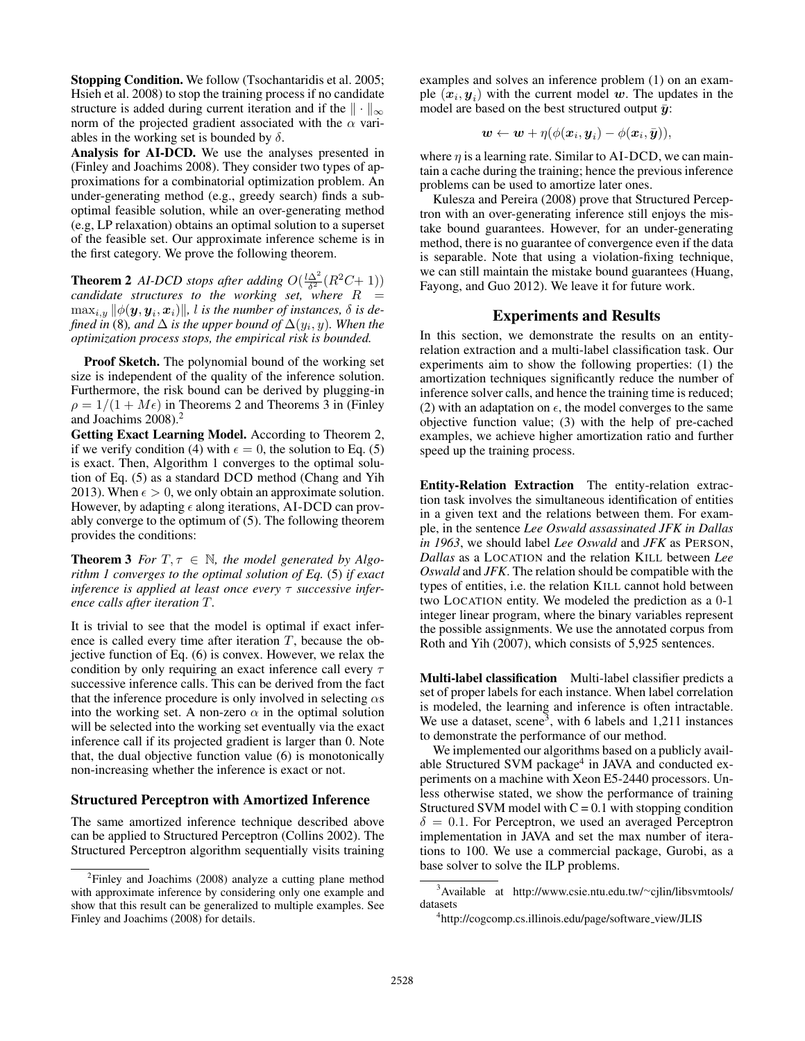**Stopping Condition.** We follow (Tsochantaridis et al. 2005; Hsieh et al. 2008) to stop the training process if no candidate structure is added during current iteration and if the $\|\cdot\|_\infty$ norm of the projected gradient associated with the $\alpha$ variables in the working set is bounded by $\delta$.

**Analysis for AI-DCD.** We use the analyses presented in (Finley and Joachims 2008). They consider two types of approximations for a combinatorial optimization problem. An under-generating method (e.g., greedy search) finds a suboptimal feasible solution, while an over-generating method (e.g, LP relaxation) obtains an optimal solution to a superset of the feasible set. Our approximate inference scheme is in the first category. We prove the following theorem.

**Theorem 2** *AI-DCD stops after adding $O(\frac{l\Delta^2}{\delta^2}(R^2C+1))$ candidate structures to the working set, where $R = \max_{i,y}\|\phi(\boldsymbol{y}, \boldsymbol{y}_i, \boldsymbol{x}_i)\|$, $l$ is the number of instances, $\delta$ is defined in* (8)*, and $\Delta$ is the upper bound of $\Delta(y_i, y)$. When the optimization process stops, the empirical risk is bounded.*

**Proof Sketch.** The polynomial bound of the working set size is independent of the quality of the inference solution. Furthermore, the risk bound can be derived by plugging-in $\rho = 1/(1+M\epsilon)$ in Theorems 2 and Theorems 3 in (Finley and Joachims 2008).[2]

**Getting Exact Learning Model.** According to Theorem 2, if we verify condition (4) with $\epsilon = 0$, the solution to Eq. (5) is exact. Then, Algorithm 1 converges to the optimal solution of Eq. (5) as a standard DCD method (Chang and Yih 2013). When $\epsilon > 0$, we only obtain an approximate solution. However, by adapting $\epsilon$ along iterations, AI-DCD can provably converge to the optimum of (5). The following theorem provides the conditions:

**Theorem 3** *For $T, \tau \in \mathbb{N}$, the model generated by Algorithm 1 converges to the optimal solution of Eq.* (5) *if exact inference is applied at least once every $\tau$ successive inference calls after iteration $T$.*

It is trivial to see that the model is optimal if exact inference is called every time after iteration $T$, because the objective function of Eq. (6) is convex. However, we relax the condition by only requiring an exact inference call every $\tau$ successive inference calls. This can be derived from the fact that the inference procedure is only involved in selecting $\alpha$s into the working set. A non-zero $\alpha$ in the optimal solution will be selected into the working set eventually via the exact inference call if its projected gradient is larger than 0. Note that, the dual objective function value (6) is monotonically non-increasing whether the inference is exact or not.

### Structured Perceptron with Amortized Inference

The same amortized inference technique described above can be applied to Structured Perceptron (Collins 2002). The Structured Perceptron algorithm sequentially visits training examples and solves an inference problem (1) on an example $(\boldsymbol{x}_i, \boldsymbol{y}_i)$ with the current model $\boldsymbol{w}$. The updates in the model are based on the best structured output $\bar{\boldsymbol{y}}$:

$$\boldsymbol{w} \leftarrow \boldsymbol{w} + \eta(\phi(\boldsymbol{x}_i, \boldsymbol{y}_i) - \phi(\boldsymbol{x}_i, \bar{\boldsymbol{y}})),$$

where $\eta$ is a learning rate. Similar to AI-DCD, we can maintain a cache during the training; hence the previous inference problems can be used to amortize later ones.

Kulesza and Pereira (2008) prove that Structured Perceptron with an over-generating inference still enjoys the mistake bound guarantees. However, for an under-generating method, there is no guarantee of convergence even if the data is separable. Note that using a violation-fixing technique, we can still maintain the mistake bound guarantees (Huang, Fayong, and Guo 2012). We leave it for future work.

## Experiments and Results

In this section, we demonstrate the results on an entity-relation extraction and a multi-label classification task. Our experiments aim to show the following properties: (1) the amortization techniques significantly reduce the number of inference solver calls, and hence the training time is reduced; (2) with an adaptation on $\epsilon$, the model converges to the same objective function value; (3) with the help of pre-cached examples, we achieve higher amortization ratio and further speed up the training process.

**Entity-Relation Extraction** The entity-relation extraction task involves the simultaneous identification of entities in a given text and the relations between them. For example, in the sentence *Lee Oswald assassinated JFK in Dallas in 1963*, we should label *Lee Oswald* and *JFK* as PERSON, *Dallas* as a LOCATION and the relation KILL between *Lee Oswald* and *JFK*. The relation should be compatible with the types of entities, i.e. the relation KILL cannot hold between two LOCATION entity. We modeled the prediction as a 0-1 integer linear program, where the binary variables represent the possible assignments. We use the annotated corpus from Roth and Yih (2007), which consists of 5,925 sentences.

**Multi-label classification** Multi-label classifier predicts a set of proper labels for each instance. When label correlation is modeled, the learning and inference is often intractable. We use a dataset, scene[3], with 6 labels and 1,211 instances to demonstrate the performance of our method.

We implemented our algorithms based on a publicly available Structured SVM package[4] in JAVA and conducted experiments on a machine with Xeon E5-2440 processors. Unless otherwise stated, we show the performance of training Structured SVM model with C = 0.1 with stopping condition $\delta = 0.1$. For Perceptron, we used an averaged Perceptron implementation in JAVA and set the max number of iterations to 100. We use a commercial package, Gurobi, as a base solver to solve the ILP problems.

[2] Finley and Joachims (2008) analyze a cutting plane method with approximate inference by considering only one example and show that this result can be generalized to multiple examples. See Finley and Joachims (2008) for details.

[3] Available at http://www.csie.ntu.edu.tw/~cjlin/libsvmtools/datasets

[4] http://cogcomp.cs.illinois.edu/page/software_view/JLIS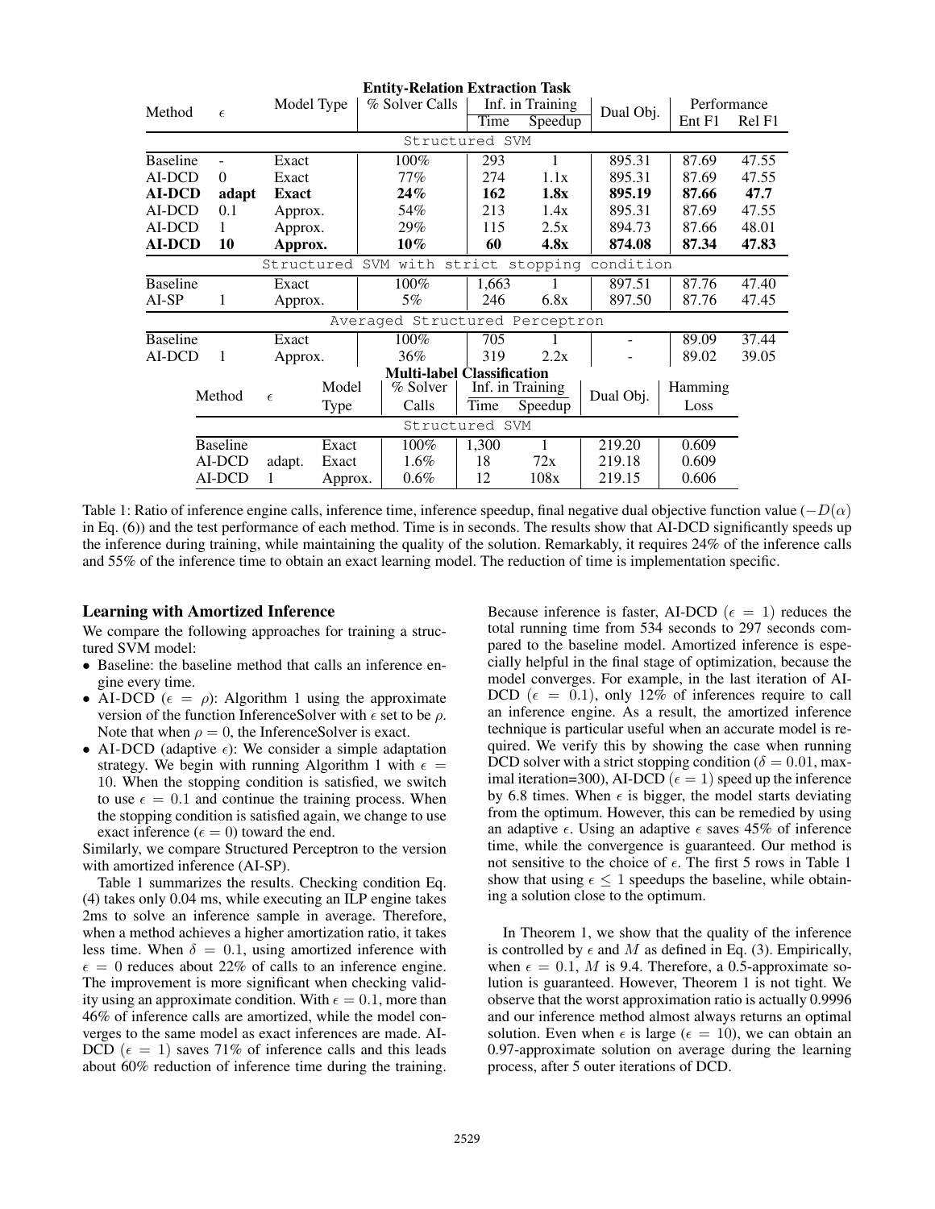**Entity-Relation Extraction Task**

| Method | $\epsilon$ | Model Type | % Solver Calls | Inf. in Training | | Dual Obj. | Performance | |
|---|---|---|---|---|---|---|---|---|
| | | | | Time | Speedup | | Ent F1 | Rel F1 |
| Structured SVM | | | | | | | | |
| Baseline | - | Exact | 100% | 293 | 1 | 895.31 | 87.69 | 47.55 |
| AI-DCD | 0 | Exact | 77% | 274 | 1.1x | 895.31 | 87.69 | 47.55 |
| **AI-DCD** | **adapt** | **Exact** | **24%** | **162** | **1.8x** | **895.19** | **87.66** | **47.7** |
| AI-DCD | 0.1 | Approx. | 54% | 213 | 1.4x | 895.31 | 87.69 | 47.55 |
| AI-DCD | 1 | Approx. | 29% | 115 | 2.5x | 894.73 | 87.66 | 48.01 |
| **AI-DCD** | **10** | **Approx.** | **10%** | **60** | **4.8x** | **874.08** | **87.34** | **47.83** |
| Structured SVM with strict stopping condition | | | | | | | | |
| Baseline | | Exact | 100% | 1,663 | 1 | 897.51 | 87.76 | 47.40 |
| AI-SP | 1 | Approx. | 5% | 246 | 6.8x | 897.50 | 87.76 | 47.45 |
| Averaged Structured Perceptron | | | | | | | | |
| Baseline | | Exact | 100% | 705 | 1 | - | 89.09 | 37.44 |
| AI-DCD | 1 | Approx. | 36% | 319 | 2.2x | - | 89.02 | 39.05 |

**Multi-label Classification**

| Method | $\epsilon$ | Model Type | % Solver Calls | Inf. in Training | | Dual Obj. | Hamming Loss |
|---|---|---|---|---|---|---|---|
| | | | | Time | Speedup | | |
| Structured SVM | | | | | | | |
| Baseline | | Exact | 100% | 1,300 | 1 | 219.20 | 0.609 |
| AI-DCD | adapt. | Exact | 1.6% | 18 | 72x | 219.18 | 0.609 |
| AI-DCD | 1 | Approx. | 0.6% | 12 | 108x | 219.15 | 0.606 |

Table 1: Ratio of inference engine calls, inference time, inference speedup, final negative dual objective function value ($-D(\alpha)$ in Eq. (6)) and the test performance of each method. Time is in seconds. The results show that AI-DCD significantly speeds up the inference during training, while maintaining the quality of the solution. Remarkably, it requires 24% of the inference calls and 55% of the inference time to obtain an exact learning model. The reduction of time is implementation specific.

### Learning with Amortized Inference

We compare the following approaches for training a structured SVM model:

- Baseline: the baseline method that calls an inference engine every time.
- AI-DCD ($\epsilon = \rho$): Algorithm 1 using the approximate version of the function InferenceSolver with $\epsilon$ set to be $\rho$. Note that when $\rho = 0$, the InferenceSolver is exact.
- AI-DCD (adaptive $\epsilon$): We consider a simple adaptation strategy. We begin with running Algorithm 1 with $\epsilon = 10$. When the stopping condition is satisfied, we switch to use $\epsilon = 0.1$ and continue the training process. When the stopping condition is satisfied again, we change to use exact inference ($\epsilon = 0$) toward the end.

Similarly, we compare Structured Perceptron to the version with amortized inference (AI-SP).

Table 1 summarizes the results. Checking condition Eq. (4) takes only 0.04 ms, while executing an ILP engine takes 2ms to solve an inference sample in average. Therefore, when a method achieves a higher amortization ratio, it takes less time. When $\delta = 0.1$, using amortized inference with $\epsilon = 0$ reduces about 22% of calls to an inference engine. The improvement is more significant when checking validity using an approximate condition. With $\epsilon = 0.1$, more than 46% of inference calls are amortized, while the model converges to the same model as exact inferences are made. AI-DCD ($\epsilon = 1$) saves 71% of inference calls and this leads about 60% reduction of inference time during the training. Because inference is faster, AI-DCD ($\epsilon = 1$) reduces the total running time from 534 seconds to 297 seconds compared to the baseline model. Amortized inference is especially helpful in the final stage of optimization, because the model converges. For example, in the last iteration of AI-DCD ($\epsilon = 0.1$), only 12% of inferences require to call an inference engine. As a result, the amortized inference technique is particular useful when an accurate model is required. We verify this by showing the case when running DCD solver with a strict stopping condition ($\delta = 0.01$, maximal iteration=300), AI-DCD ($\epsilon = 1$) speed up the inference by 6.8 times. When $\epsilon$ is bigger, the model starts deviating from the optimum. However, this can be remedied by using an adaptive $\epsilon$. Using an adaptive $\epsilon$ saves 45% of inference time, while the convergence is guaranteed. Our method is not sensitive to the choice of $\epsilon$. The first 5 rows in Table 1 show that using $\epsilon \leq 1$ speedups the baseline, while obtaining a solution close to the optimum.

In Theorem 1, we show that the quality of the inference is controlled by $\epsilon$ and $M$ as defined in Eq. (3). Empirically, when $\epsilon = 0.1$, $M$ is 9.4. Therefore, a 0.5-approximate solution is guaranteed. However, Theorem 1 is not tight. We observe that the worst approximation ratio is actually 0.9996 and our inference method almost always returns an optimal solution. Even when $\epsilon$ is large ($\epsilon = 10$), we can obtain an 0.97-approximate solution on average during the learning process, after 5 outer iterations of DCD.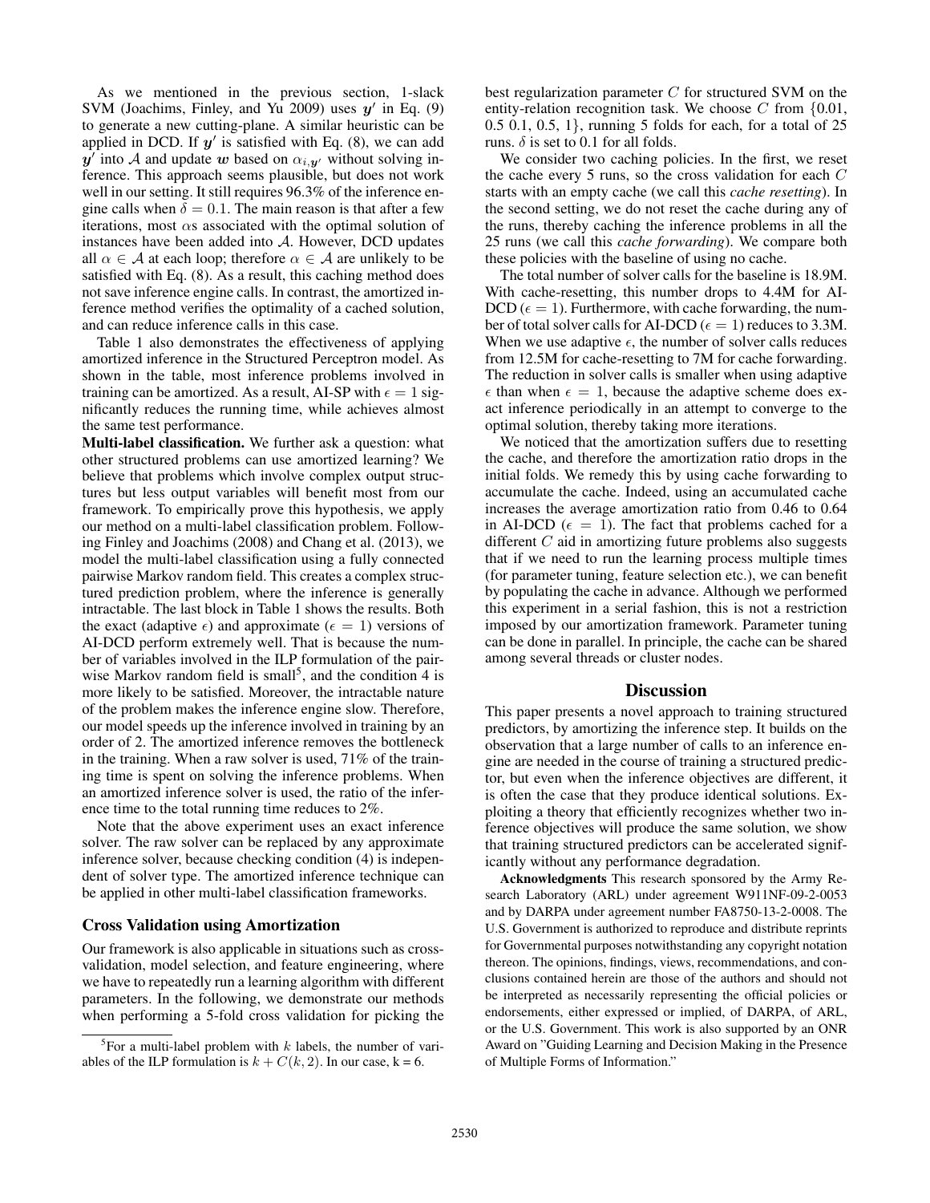As we mentioned in the previous section, 1-slack SVM (Joachims, Finley, and Yu 2009) uses $\boldsymbol{y}'$ in Eq. (9) to generate a new cutting-plane. A similar heuristic can be applied in DCD. If $\boldsymbol{y}'$ is satisfied with Eq. (8), we can add $\boldsymbol{y}'$ into $\mathcal{A}$ and update $\boldsymbol{w}$ based on $\alpha_{i,\boldsymbol{y}'}$ without solving inference. This approach seems plausible, but does not work well in our setting. It still requires 96.3% of the inference engine calls when $\delta = 0.1$. The main reason is that after a few iterations, most $\alpha$s associated with the optimal solution of instances have been added into $\mathcal{A}$. However, DCD updates all $\alpha \in \mathcal{A}$ at each loop; therefore $\alpha \in \mathcal{A}$ are unlikely to be satisfied with Eq. (8). As a result, this caching method does not save inference engine calls. In contrast, the amortized inference method verifies the optimality of a cached solution, and can reduce inference calls in this case.

Table 1 also demonstrates the effectiveness of applying amortized inference in the Structured Perceptron model. As shown in the table, most inference problems involved in training can be amortized. As a result, AI-SP with $\epsilon = 1$ significantly reduces the running time, while achieves almost the same test performance.

**Multi-label classification.** We further ask a question: what other structured problems can use amortized learning? We believe that problems which involve complex output structures but less output variables will benefit most from our framework. To empirically prove this hypothesis, we apply our method on a multi-label classification problem. Following Finley and Joachims (2008) and Chang et al. (2013), we model the multi-label classification using a fully connected pairwise Markov random field. This creates a complex structured prediction problem, where the inference is generally intractable. The last block in Table 1 shows the results. Both the exact (adaptive $\epsilon$) and approximate ($\epsilon = 1$) versions of AI-DCD perform extremely well. That is because the number of variables involved in the ILP formulation of the pairwise Markov random field is small[5], and the condition 4 is more likely to be satisfied. Moreover, the intractable nature of the problem makes the inference engine slow. Therefore, our model speeds up the inference involved in training by an order of 2. The amortized inference removes the bottleneck in the training. When a raw solver is used, 71% of the training time is spent on solving the inference problems. When an amortized inference solver is used, the ratio of the inference time to the total running time reduces to 2%.

Note that the above experiment uses an exact inference solver. The raw solver can be replaced by any approximate inference solver, because checking condition (4) is independent of solver type. The amortized inference technique can be applied in other multi-label classification frameworks.

### Cross Validation using Amortization

Our framework is also applicable in situations such as cross-validation, model selection, and feature engineering, where we have to repeatedly run a learning algorithm with different parameters. In the following, we demonstrate our methods when performing a 5-fold cross validation for picking the best regularization parameter $C$ for structured SVM on the entity-relation recognition task. We choose $C$ from $\{0.01, 0.5\ 0.1, 0.5, 1\}$, running 5 folds for each, for a total of 25 runs. $\delta$ is set to 0.1 for all folds.

We consider two caching policies. In the first, we reset the cache every 5 runs, so the cross validation for each $C$ starts with an empty cache (we call this *cache resetting*). In the second setting, we do not reset the cache during any of the runs, thereby caching the inference problems in all the 25 runs (we call this *cache forwarding*). We compare both these policies with the baseline of using no cache.

The total number of solver calls for the baseline is 18.9M. With cache-resetting, this number drops to 4.4M for AI-DCD ($\epsilon = 1$). Furthermore, with cache forwarding, the number of total solver calls for AI-DCD ($\epsilon = 1$) reduces to 3.3M. When we use adaptive $\epsilon$, the number of solver calls reduces from 12.5M for cache-resetting to 7M for cache forwarding. The reduction in solver calls is smaller when using adaptive $\epsilon$ than when $\epsilon = 1$, because the adaptive scheme does exact inference periodically in an attempt to converge to the optimal solution, thereby taking more iterations.

We noticed that the amortization suffers due to resetting the cache, and therefore the amortization ratio drops in the initial folds. We remedy this by using cache forwarding to accumulate the cache. Indeed, using an accumulated cache increases the average amortization ratio from 0.46 to 0.64 in AI-DCD ($\epsilon = 1$). The fact that problems cached for a different $C$ aid in amortizing future problems also suggests that if we need to run the learning process multiple times (for parameter tuning, feature selection etc.), we can benefit by populating the cache in advance. Although we performed this experiment in a serial fashion, this is not a restriction imposed by our amortization framework. Parameter tuning can be done in parallel. In principle, the cache can be shared among several threads or cluster nodes.

## Discussion

This paper presents a novel approach to training structured predictors, by amortizing the inference step. It builds on the observation that a large number of calls to an inference engine are needed in the course of training a structured predictor, but even when the inference objectives are different, it is often the case that they produce identical solutions. Exploiting a theory that efficiently recognizes whether two inference objectives will produce the same solution, we show that training structured predictors can be accelerated significantly without any performance degradation.

**Acknowledgments** This research sponsored by the Army Research Laboratory (ARL) under agreement W911NF-09-2-0053 and by DARPA under agreement number FA8750-13-2-0008. The U.S. Government is authorized to reproduce and distribute reprints for Governmental purposes notwithstanding any copyright notation thereon. The opinions, findings, views, recommendations, and conclusions contained herein are those of the authors and should not be interpreted as necessarily representing the official policies or endorsements, either expressed or implied, of DARPA, of ARL, or the U.S. Government. This work is also supported by an ONR Award on "Guiding Learning and Decision Making in the Presence of Multiple Forms of Information."

---

[5]For a multi-label problem with $k$ labels, the number of variables of the ILP formulation is $k + C(k, 2)$. In our case, k = 6.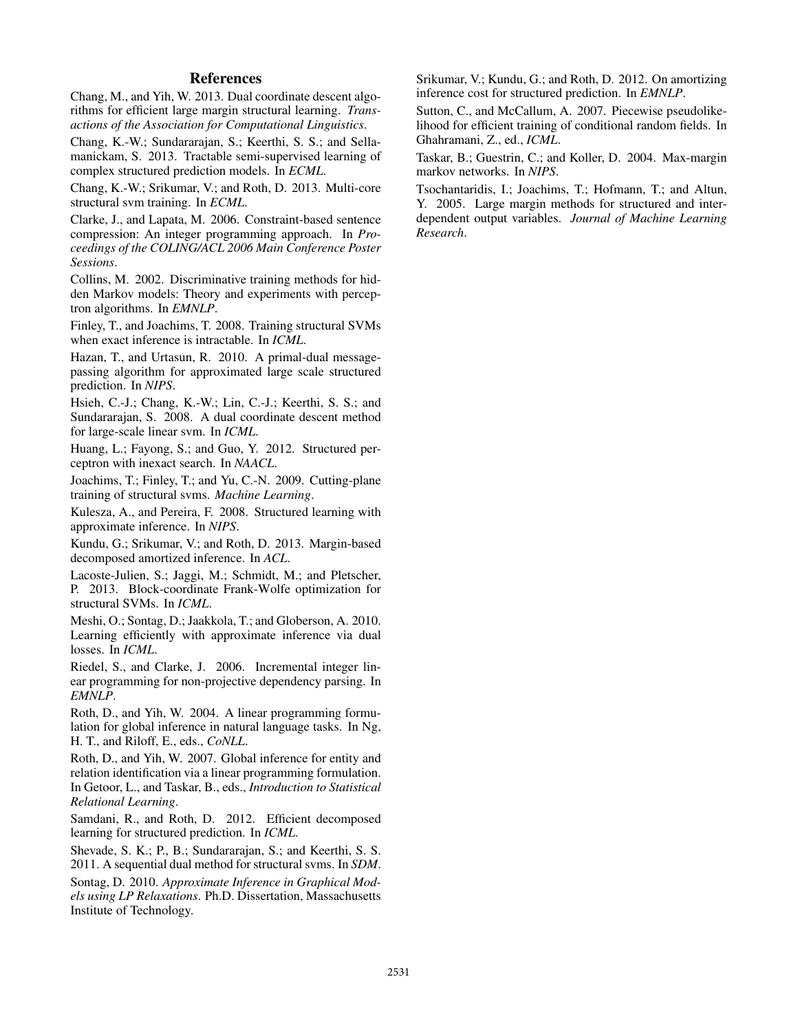## References

Chang, M., and Yih, W. 2013. Dual coordinate descent algorithms for efficient large margin structural learning. *Transactions of the Association for Computational Linguistics*.

Chang, K.-W.; Sundararajan, S.; Keerthi, S. S.; and Sellamanickam, S. 2013. Tractable semi-supervised learning of complex structured prediction models. In *ECML*.

Chang, K.-W.; Srikumar, V.; and Roth, D. 2013. Multi-core structural svm training. In *ECML*.

Clarke, J., and Lapata, M. 2006. Constraint-based sentence compression: An integer programming approach. In *Proceedings of the COLING/ACL 2006 Main Conference Poster Sessions*.

Collins, M. 2002. Discriminative training methods for hidden Markov models: Theory and experiments with perceptron algorithms. In *EMNLP*.

Finley, T., and Joachims, T. 2008. Training structural SVMs when exact inference is intractable. In *ICML*.

Hazan, T., and Urtasun, R. 2010. A primal-dual message-passing algorithm for approximated large scale structured prediction. In *NIPS*.

Hsieh, C.-J.; Chang, K.-W.; Lin, C.-J.; Keerthi, S. S.; and Sundararajan, S. 2008. A dual coordinate descent method for large-scale linear svm. In *ICML*.

Huang, L.; Fayong, S.; and Guo, Y. 2012. Structured perceptron with inexact search. In *NAACL*.

Joachims, T.; Finley, T.; and Yu, C.-N. 2009. Cutting-plane training of structural svms. *Machine Learning*.

Kulesza, A., and Pereira, F. 2008. Structured learning with approximate inference. In *NIPS*.

Kundu, G.; Srikumar, V.; and Roth, D. 2013. Margin-based decomposed amortized inference. In *ACL*.

Lacoste-Julien, S.; Jaggi, M.; Schmidt, M.; and Pletscher, P. 2013. Block-coordinate Frank-Wolfe optimization for structural SVMs. In *ICML*.

Meshi, O.; Sontag, D.; Jaakkola, T.; and Globerson, A. 2010. Learning efficiently with approximate inference via dual losses. In *ICML*.

Riedel, S., and Clarke, J. 2006. Incremental integer linear programming for non-projective dependency parsing. In *EMNLP*.

Roth, D., and Yih, W. 2004. A linear programming formulation for global inference in natural language tasks. In Ng, H. T., and Riloff, E., eds., *CoNLL*.

Roth, D., and Yih, W. 2007. Global inference for entity and relation identification via a linear programming formulation. In Getoor, L., and Taskar, B., eds., *Introduction to Statistical Relational Learning*.

Samdani, R., and Roth, D. 2012. Efficient decomposed learning for structured prediction. In *ICML*.

Shevade, S. K.; P., B.; Sundararajan, S.; and Keerthi, S. S. 2011. A sequential dual method for structural svms. In *SDM*.

Sontag, D. 2010. *Approximate Inference in Graphical Models using LP Relaxations*. Ph.D. Dissertation, Massachusetts Institute of Technology.

Srikumar, V.; Kundu, G.; and Roth, D. 2012. On amortizing inference cost for structured prediction. In *EMNLP*.

Sutton, C., and McCallum, A. 2007. Piecewise pseudolikelihood for efficient training of conditional random fields. In Ghahramani, Z., ed., *ICML*.

Taskar, B.; Guestrin, C.; and Koller, D. 2004. Max-margin markov networks. In *NIPS*.

Tsochantaridis, I.; Joachims, T.; Hofmann, T.; and Altun, Y. 2005. Large margin methods for structured and interdependent output variables. *Journal of Machine Learning Research*.